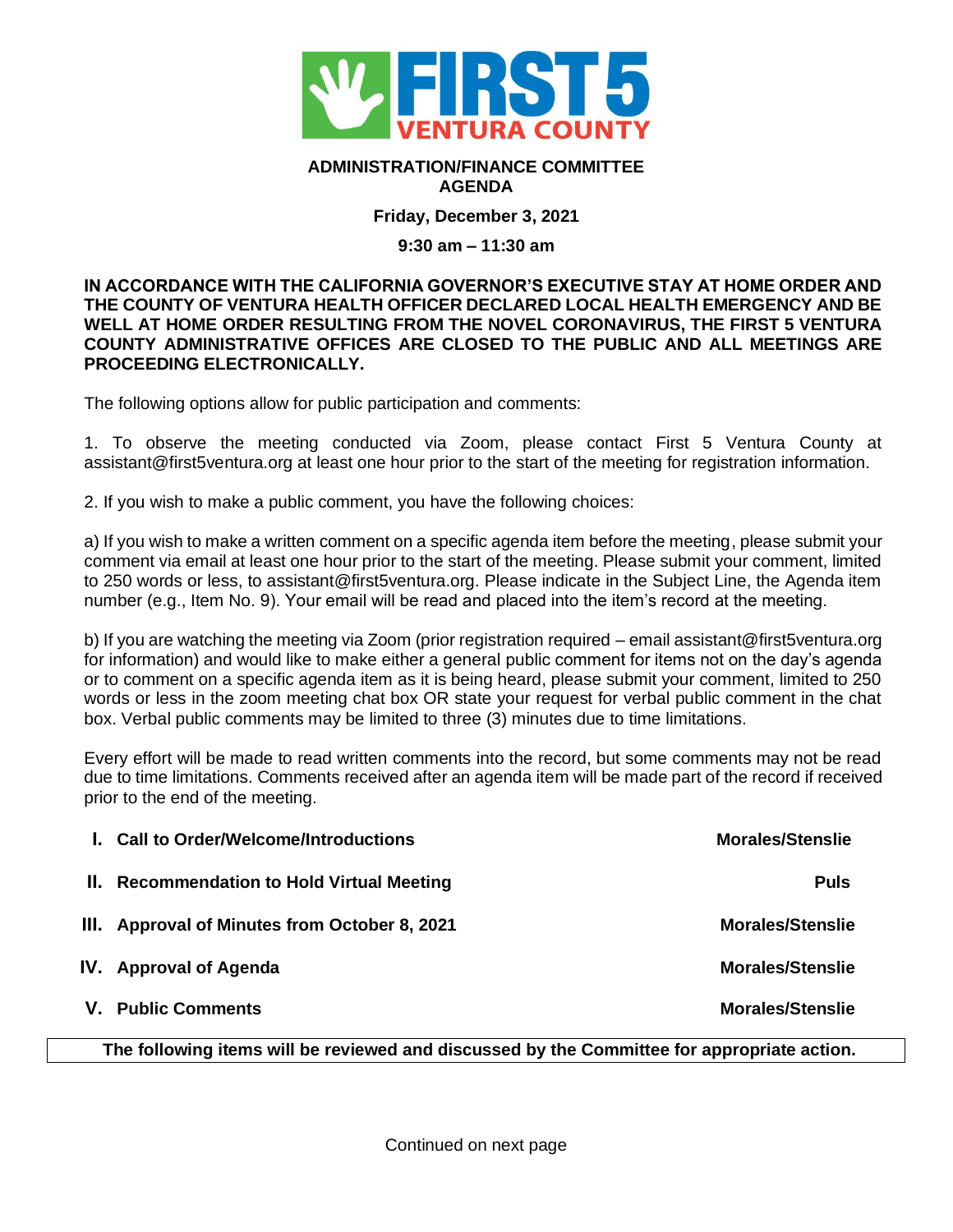FIRST 5 VENTURA COUNTY

**ADMINISTRATION/FINANCE COMMITTEE AGENDA**

**Friday, December 3, 2021**

**9:30 am – 11:30 am**

**IN ACCORDANCE WITH THE CALIFORNIA GOVERNOR'S EXECUTIVE STAY AT HOME ORDER AND THE COUNTY OF VENTURA HEALTH OFFICER DECLARED LOCAL HEALTH EMERGENCY AND BE WELL AT HOME ORDER RESULTING FROM THE NOVEL CORONAVIRUS, THE FIRST 5 VENTURA COUNTY ADMINISTRATIVE OFFICES ARE CLOSED TO THE PUBLIC AND ALL MEETINGS ARE PROCEEDING ELECTRONICALLY.**

The following options allow for public participation and comments:

1. To observe the meeting conducted via Zoom, please contact First 5 Ventura County at assistant@first5ventura.org at least one hour prior to the start of the meeting for registration information.

2. If you wish to make a public comment, you have the following choices:

a) If you wish to make a written comment on a specific agenda item before the meeting, please submit your comment via email at least one hour prior to the start of the meeting. Please submit your comment, limited to 250 words or less, to assistant@first5ventura.org. Please indicate in the Subject Line, the Agenda item number (e.g., Item No. 9). Your email will be read and placed into the item's record at the meeting.

b) If you are watching the meeting via Zoom (prior registration required – email assistant@first5ventura.org for information) and would like to make either a general public comment for items not on the day's agenda or to comment on a specific agenda item as it is being heard, please submit your comment, limited to 250 words or less in the zoom meeting chat box OR state your request for verbal public comment in the chat box. Verbal public comments may be limited to three (3) minutes due to time limitations.

Every effort will be made to read written comments into the record, but some comments may not be read due to time limitations. Comments received after an agenda item will be made part of the record if received prior to the end of the meeting.

| | | |
|---|---|---|
| **I.** | **Call to Order/Welcome/Introductions** | **Morales/Stenslie** |
| **II.** | **Recommendation to Hold Virtual Meeting** | **Puls** |
| **III.** | **Approval of Minutes from October 8, 2021** | **Morales/Stenslie** |
| **IV.** | **Approval of Agenda** | **Morales/Stenslie** |
| **V.** | **Public Comments** | **Morales/Stenslie** |

**The following items will be reviewed and discussed by the Committee for appropriate action.**

Continued on next page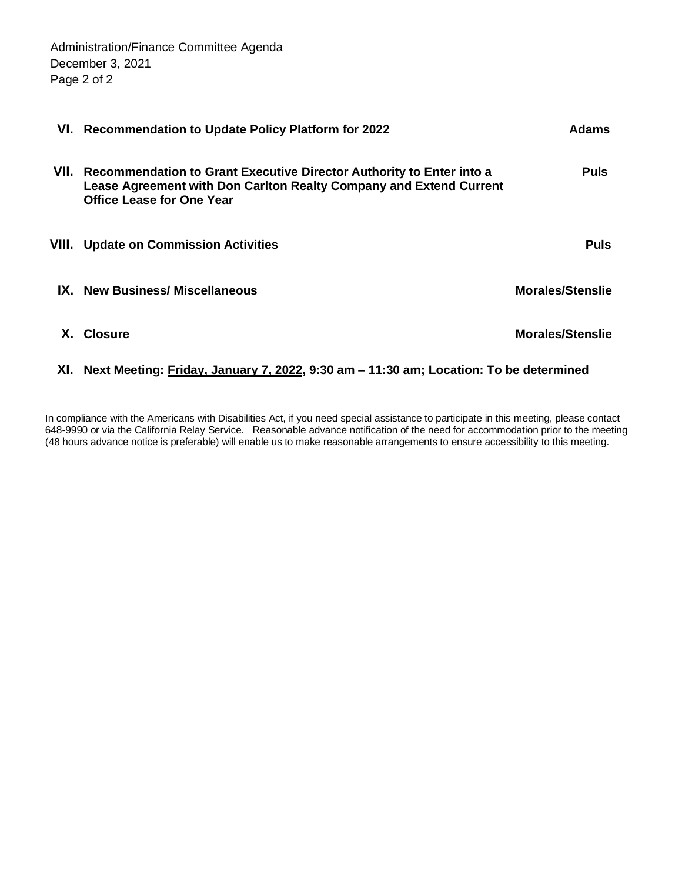| | | |
|---|---|---|
| **VI.** | **Recommendation to Update Policy Platform for 2022** | **Adams** |
| **VII.** | **Recommendation to Grant Executive Director Authority to Enter into a Lease Agreement with Don Carlton Realty Company and Extend Current Office Lease for One Year** | **Puls** |
| **VIII.** | **Update on Commission Activities** | **Puls** |
| **IX.** | **New Business/ Miscellaneous** | **Morales/Stenslie** |
| **X.** | **Closure** | **Morales/Stenslie** |

**XI. Next Meeting: <u>Friday, January 7, 2022</u>, 9:30 am – 11:30 am; Location: To be determined**

In compliance with the Americans with Disabilities Act, if you need special assistance to participate in this meeting, please contact 648-9990 or via the California Relay Service. Reasonable advance notification of the need for accommodation prior to the meeting (48 hours advance notice is preferable) will enable us to make reasonable arrangements to ensure accessibility to this meeting.